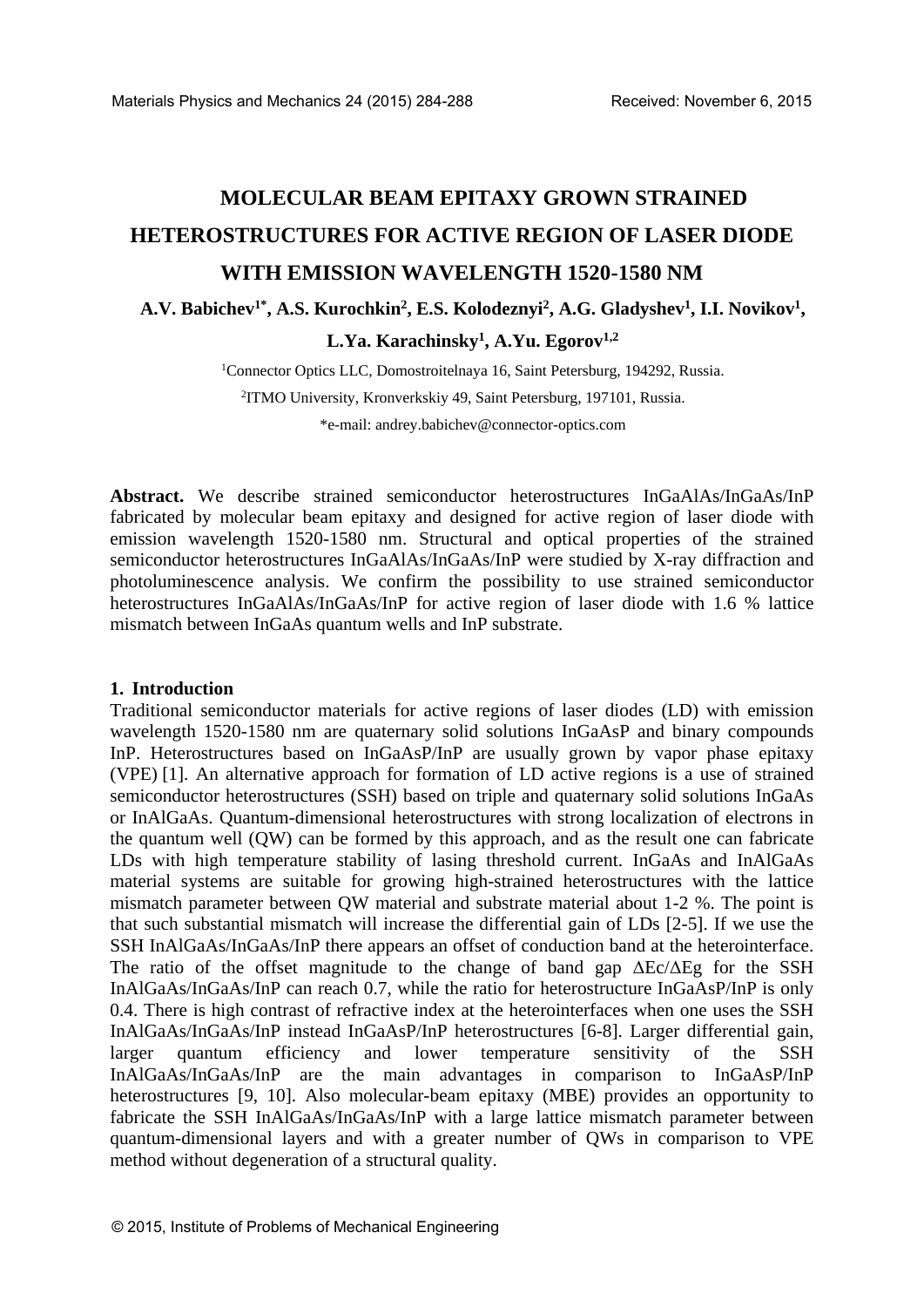# MOLECULAR BEAM EPITAXY GROWN STRAINED HETEROSTRUCTURES FOR ACTIVE REGION OF LASER DIODE WITH EMISSION WAVELENGTH 1520-1580 NM

**A.V. Babichev[1*], A.S. Kurochkin[2], E.S. Kolodeznyi[2], A.G. Gladyshev[1], I.I. Novikov[1], L.Ya. Karachinsky[1], A.Yu. Egorov[1,2]**

[1]Connector Optics LLC, Domostroitelnaya 16, Saint Petersburg, 194292, Russia.

[2]ITMO University, Kronverkskiy 49, Saint Petersburg, 197101, Russia.

*e-mail: andrey.babichev@connector-optics.com

**Abstract.** We describe strained semiconductor heterostructures InGaAlAs/InGaAs/InP fabricated by molecular beam epitaxy and designed for active region of laser diode with emission wavelength 1520-1580 nm. Structural and optical properties of the strained semiconductor heterostructures InGaAlAs/InGaAs/InP were studied by X-ray diffraction and photoluminescence analysis. We confirm the possibility to use strained semiconductor heterostructures InGaAlAs/InGaAs/InP for active region of laser diode with 1.6 % lattice mismatch between InGaAs quantum wells and InP substrate.

## 1. Introduction

Traditional semiconductor materials for active regions of laser diodes (LD) with emission wavelength 1520-1580 nm are quaternary solid solutions InGaAsP and binary compounds InP. Heterostructures based on InGaAsP/InP are usually grown by vapor phase epitaxy (VPE) [1]. An alternative approach for formation of LD active regions is a use of strained semiconductor heterostructures (SSH) based on triple and quaternary solid solutions InGaAs or InAlGaAs. Quantum-dimensional heterostructures with strong localization of electrons in the quantum well (QW) can be formed by this approach, and as the result one can fabricate LDs with high temperature stability of lasing threshold current. InGaAs and InAlGaAs material systems are suitable for growing high-strained heterostructures with the lattice mismatch parameter between QW material and substrate material about 1-2 %. The point is that such substantial mismatch will increase the differential gain of LDs [2-5]. If we use the SSH InAlGaAs/InGaAs/InP there appears an offset of conduction band at the heterointerface. The ratio of the offset magnitude to the change of band gap $\Delta E_c/\Delta E_g$ for the SSH InAlGaAs/InGaAs/InP can reach 0.7, while the ratio for heterostructure InGaAsP/InP is only 0.4. There is high contrast of refractive index at the heterointerfaces when one uses the SSH InAlGaAs/InGaAs/InP instead InGaAsP/InP heterostructures [6-8]. Larger differential gain, larger quantum efficiency and lower temperature sensitivity of the SSH InAlGaAs/InGaAs/InP are the main advantages in comparison to InGaAsP/InP heterostructures [9, 10]. Also molecular-beam epitaxy (MBE) provides an opportunity to fabricate the SSH InAlGaAs/InGaAs/InP with a large lattice mismatch parameter between quantum-dimensional layers and with a greater number of QWs in comparison to VPE method without degeneration of a structural quality.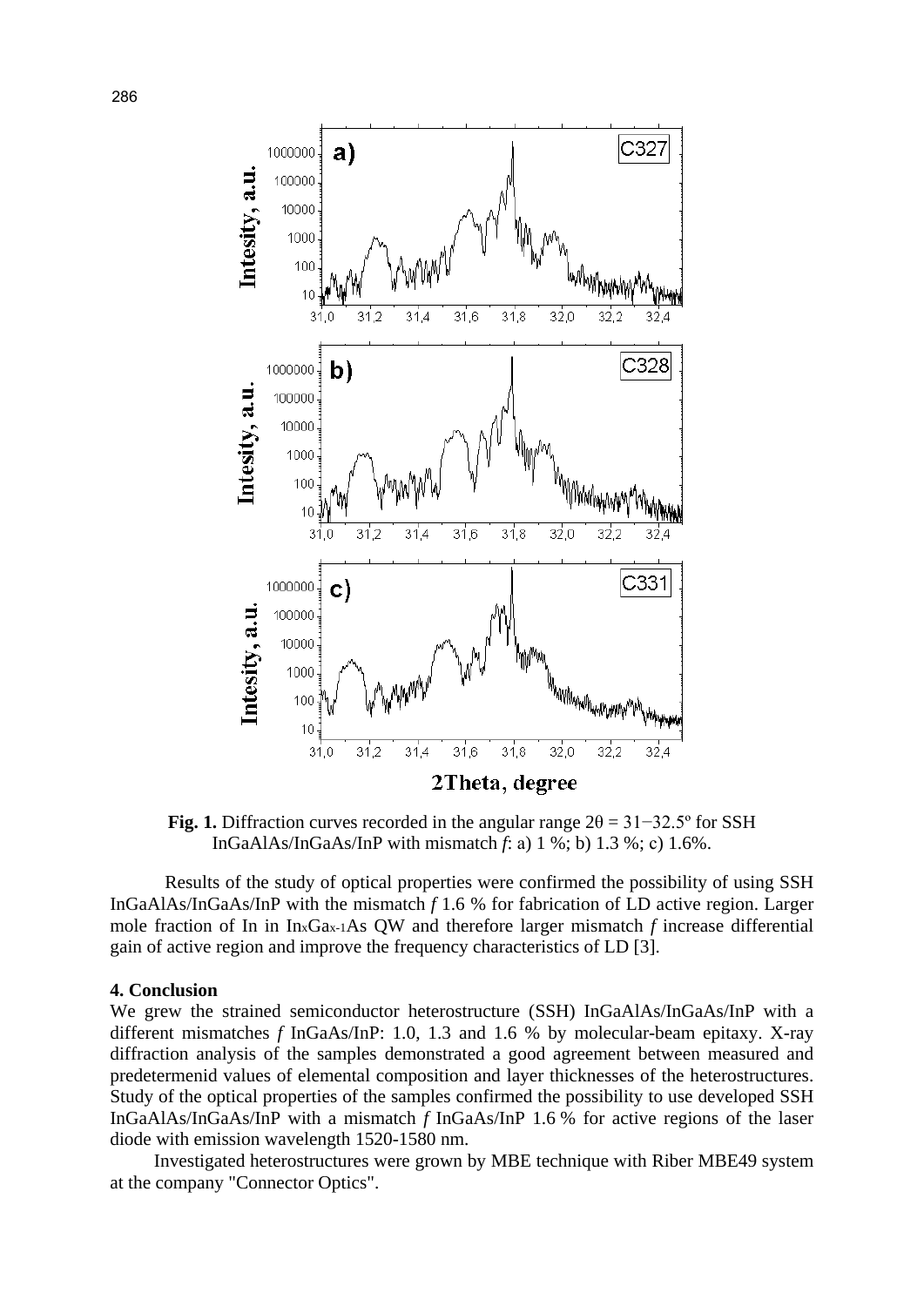**Fig. 1.** Diffraction curves recorded in the angular range $2\theta = 31{-}32.5^{\circ}$ for SSH InGaAlAs/InGaAs/InP with mismatch *f*: a) 1 %; b) 1.3 %; c) 1.6%.

Results of the study of optical properties were confirmed the possibility of using SSH InGaAlAs/InGaAs/InP with the mismatch *f* 1.6 % for fabrication of LD active region. Larger mole fraction of In in $In_xGa_{x-1}As$ QW and therefore larger mismatch *f* increase differential gain of active region and improve the frequency characteristics of LD [3].

## 4. Conclusion

We grew the strained semiconductor heterostructure (SSH) InGaAlAs/InGaAs/InP with a different mismatches *f* InGaAs/InP: 1.0, 1.3 and 1.6 % by molecular-beam epitaxy. X-ray diffraction analysis of the samples demonstrated a good agreement between measured and predetermenid values of elemental composition and layer thicknesses of the heterostructures. Study of the optical properties of the samples confirmed the possibility to use developed SSH InGaAlAs/InGaAs/InP with a mismatch *f* InGaAs/InP 1.6 % for active regions of the laser diode with emission wavelength 1520-1580 nm.

Investigated heterostructures were grown by MBE technique with Riber MBE49 system at the company "Connector Optics".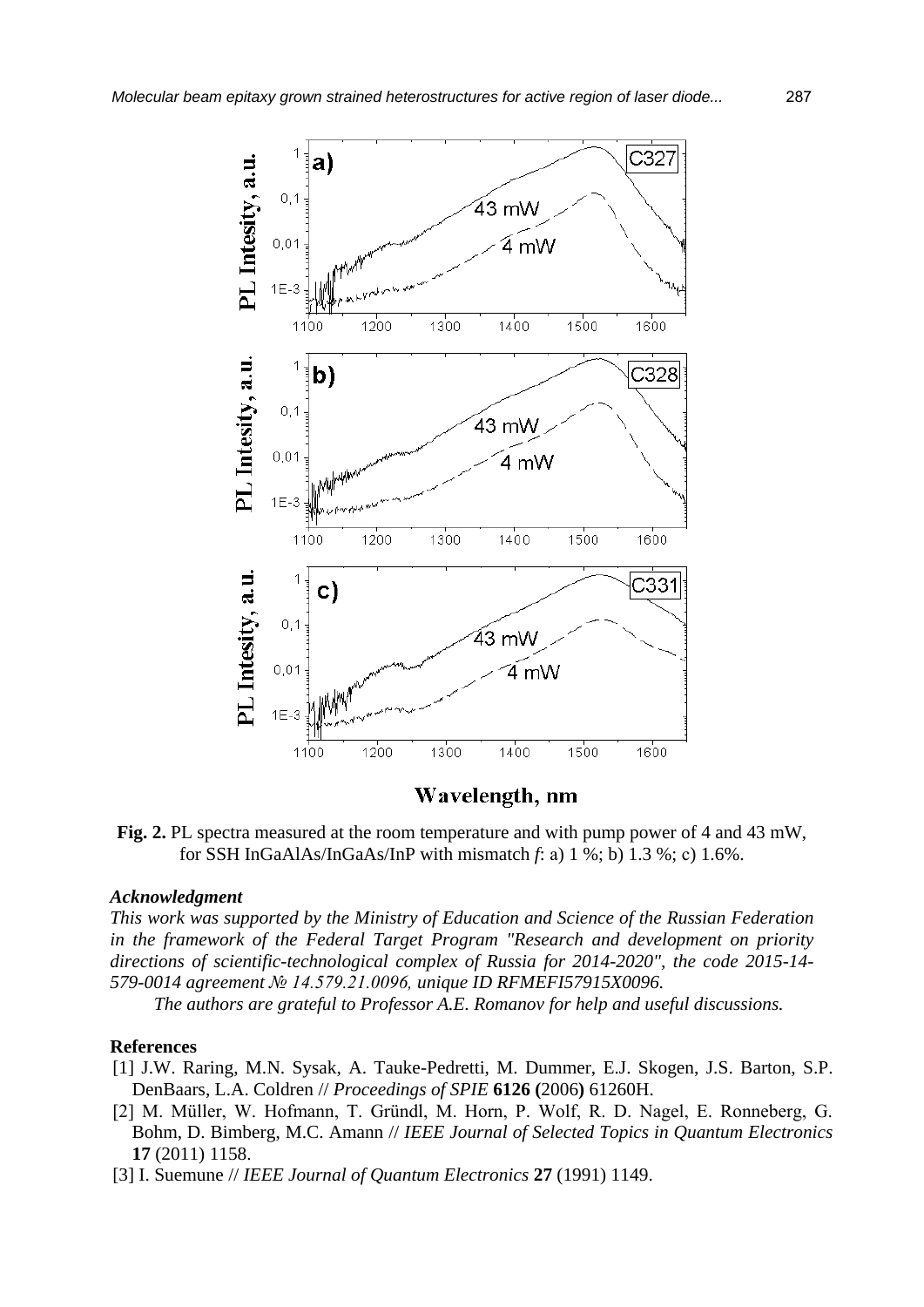**Fig. 2.** PL spectra measured at the room temperature and with pump power of 4 and 43 mW, for SSH InGaAlAs/InGaAs/InP with mismatch *f*: a) 1 %; b) 1.3 %; c) 1.6%.

### *Acknowledgment*

*This work was supported by the Ministry of Education and Science of the Russian Federation in the framework of the Federal Target Program "Research and development on priority directions of scientific-technological complex of Russia for 2014-2020", the code 2015-14-579-0014 agreement № 14.579.21.0096, unique ID RFMEFI57915X0096.*

*The authors are grateful to Professor A.E. Romanov for help and useful discussions.*

### References

[1] J.W. Raring, M.N. Sysak, A. Tauke-Pedretti, M. Dummer, E.J. Skogen, J.S. Barton, S.P. DenBaars, L.A. Coldren // *Proceedings of SPIE* **6126 (**2006**)** 61260H.

[2] M. Müller, W. Hofmann, T. Gründl, M. Horn, P. Wolf, R. D. Nagel, E. Ronneberg, G. Bohm, D. Bimberg, M.C. Amann // *IEEE Journal of Selected Topics in Quantum Electronics* **17** (2011) 1158.

[3] I. Suemune // *IEEE Journal of Quantum Electronics* **27** (1991) 1149.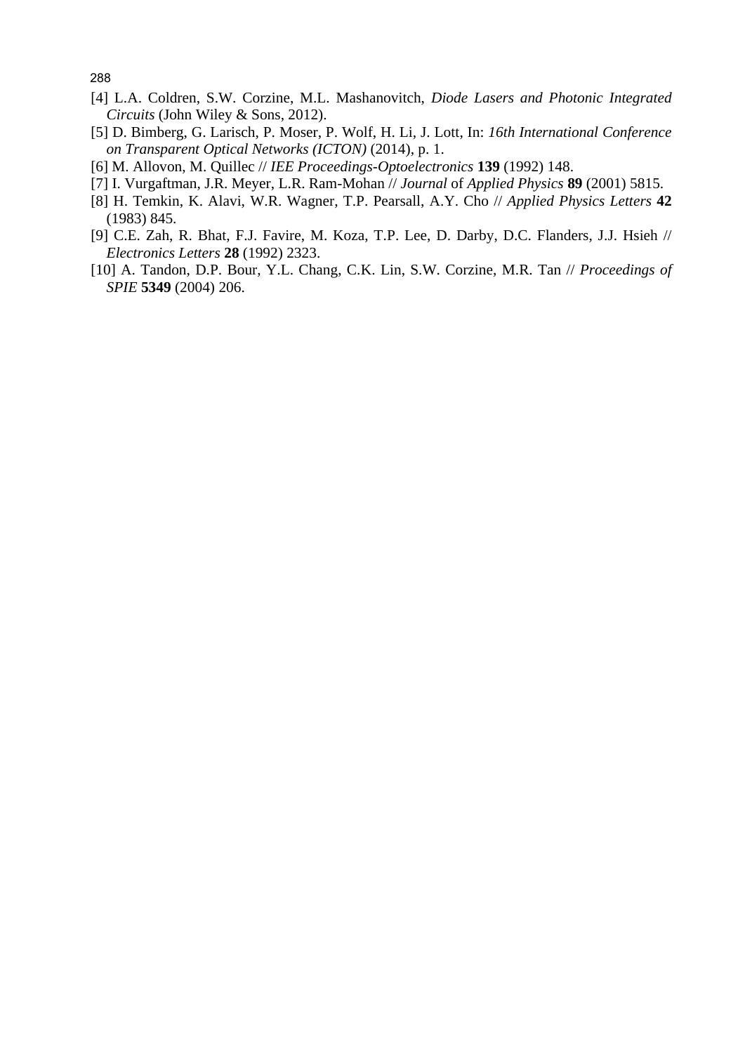[4] L.A. Coldren, S.W. Corzine, M.L. Mashanovitch, *Diode Lasers and Photonic Integrated Circuits* (John Wiley & Sons, 2012).

[5] D. Bimberg, G. Larisch, P. Moser, P. Wolf, H. Li, J. Lott, In: *16th International Conference on Transparent Optical Networks (ICTON)* (2014), p. 1.

[6] M. Allovon, M. Quillec // *IEE Proceedings-Optoelectronics* **139** (1992) 148.

[7] I. Vurgaftman, J.R. Meyer, L.R. Ram-Mohan // *Journal* of *Applied Physics* **89** (2001) 5815.

[8] H. Temkin, K. Alavi, W.R. Wagner, T.P. Pearsall, A.Y. Cho // *Applied Physics Letters* **42** (1983) 845.

[9] C.E. Zah, R. Bhat, F.J. Favire, M. Koza, T.P. Lee, D. Darby, D.C. Flanders, J.J. Hsieh // *Electronics Letters* **28** (1992) 2323.

[10] A. Tandon, D.P. Bour, Y.L. Chang, C.K. Lin, S.W. Corzine, M.R. Tan // *Proceedings of SPIE* **5349** (2004) 206.